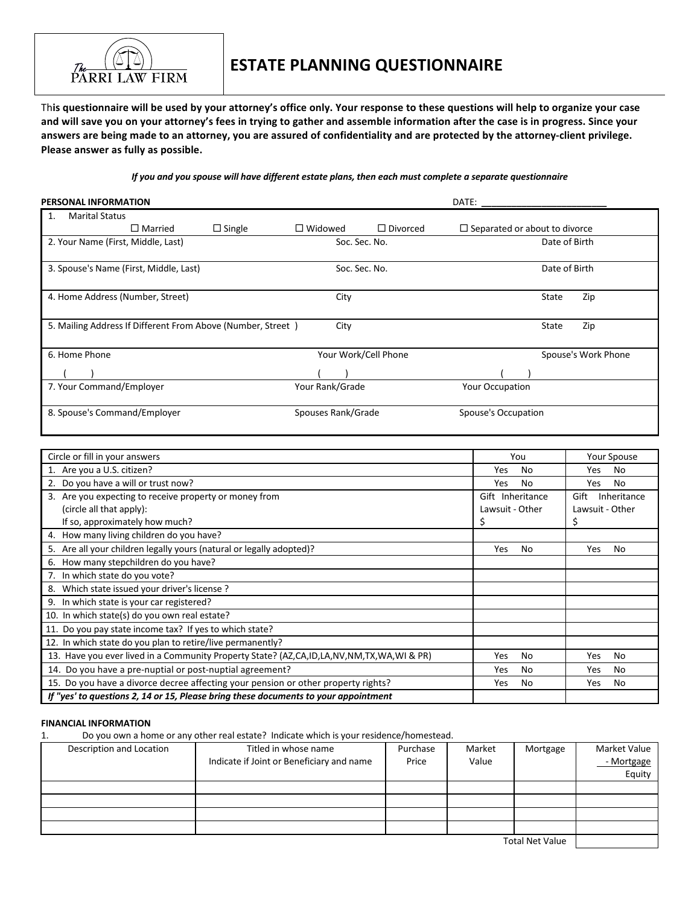The PARRI LAW FIRM

# ESTATE PLANNING QUESTIONNAIRE

**This questionnaire will be used by your attorney's office only. Your response to these questions will help to organize your case and will save you on your attorney's fees in trying to gather and assemble information after the case is in progress. Since your answers are being made to an attorney, you are assured of confidentiality and are protected by the attorney-client privilege. Please answer as fully as possible.**

***If you and you spouse will have different estate plans, then each must complete a separate questionnaire***

**PERSONAL INFORMATION** DATE: _______________

| | | |
|---|---|---|
| 1. Marital Status ☐ Married ☐ Single ☐ Widowed ☐ Divorced ☐ Separated or about to divorce | | |
| 2. Your Name (First, Middle, Last) | Soc. Sec. No. | Date of Birth |
| 3. Spouse's Name (First, Middle, Last) | Soc. Sec. No. | Date of Birth |
| 4. Home Address (Number, Street) | City | State Zip |
| 5. Mailing Address If Different From Above (Number, Street ) | City | State Zip |
| 6. Home Phone ( ) | Your Work/Cell Phone ( ) | Spouse's Work Phone ( ) |
| 7. Your Command/Employer | Your Rank/Grade | Your Occupation |
| 8. Spouse's Command/Employer | Spouses Rank/Grade | Spouse's Occupation |

| Circle or fill in your answers | You | Your Spouse |
|---|---|---|
| 1. Are you a U.S. citizen? | Yes No | Yes No |
| 2. Do you have a will or trust now? | Yes No | Yes No |
| 3. Are you expecting to receive property or money from (circle all that apply): If so, approximately how much? | Gift Inheritance Lawsuit - Other $ | Gift Inheritance Lawsuit - Other $ |
| 4. How many living children do you have? | | |
| 5. Are all your children legally yours (natural or legally adopted)? | Yes No | Yes No |
| 6. How many stepchildren do you have? | | |
| 7. In which state do you vote? | | |
| 8. Which state issued your driver's license ? | | |
| 9. In which state is your car registered? | | |
| 10. In which state(s) do you own real estate? | | |
| 11. Do you pay state income tax? If yes to which state? | | |
| 12. In which state do you plan to retire/live permanently? | | |
| 13. Have you ever lived in a Community Property State? (AZ,CA,ID,LA,NV,NM,TX,WA,WI & PR) | Yes No | Yes No |
| 14. Do you have a pre-nuptial or post-nuptial agreement? | Yes No | Yes No |
| 15. Do you have a divorce decree affecting your pension or other property rights? | Yes No | Yes No |
| ***If "yes' to questions 2, 14 or 15, Please bring these documents to your appointment*** | | |

**FINANCIAL INFORMATION**

1. Do you own a home or any other real estate? Indicate which is your residence/homestead.

| Description and Location | Titled in whose name Indicate if Joint or Beneficiary and name | Purchase Price | Market Value | Mortgage | Market Value - Mortgage Equity |
|---|---|---|---|---|---|
| | | | | | |
| | | | | | |
| | | | | | |
| | | | | | |
| | | | | Total Net Value | |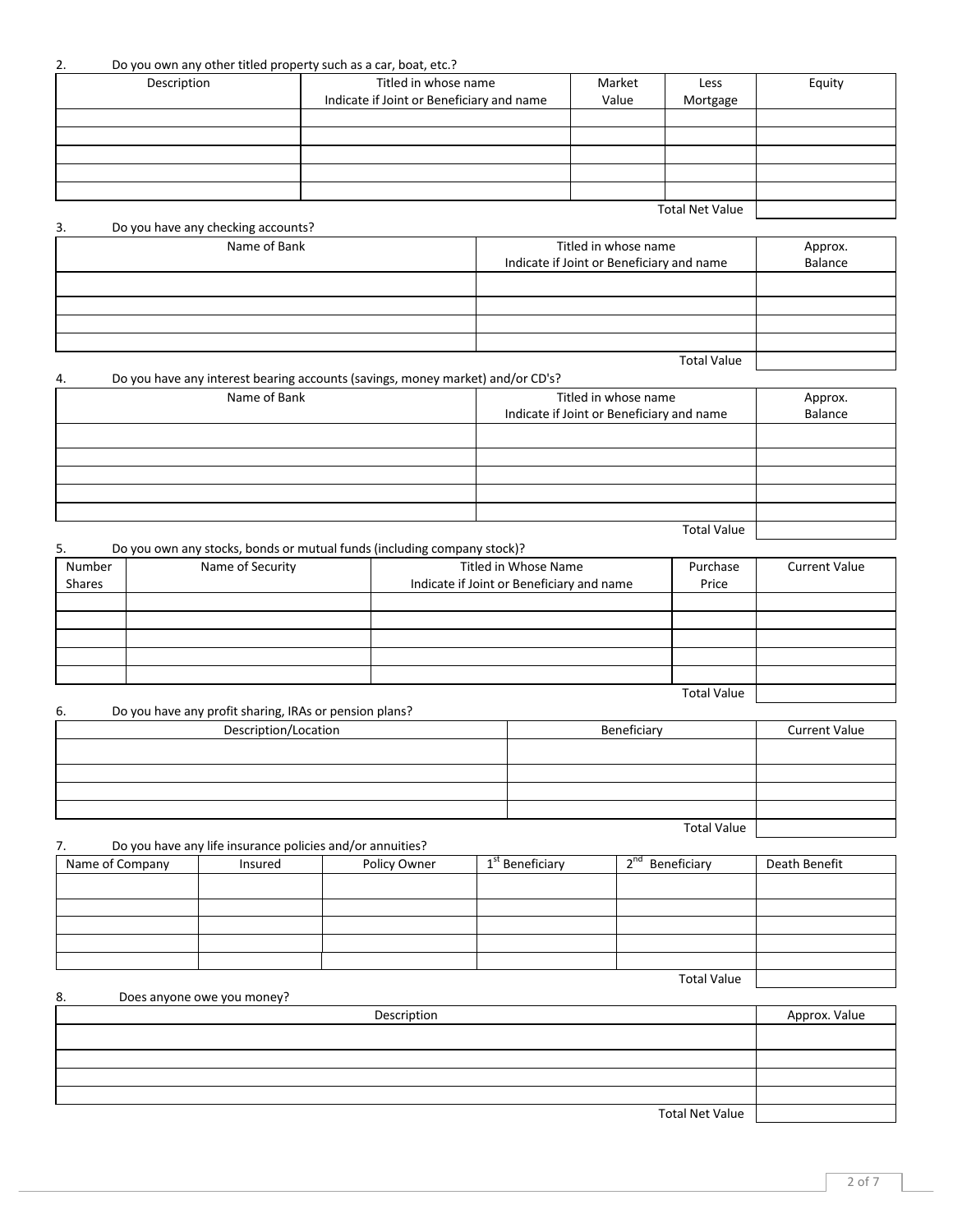2. Do you own any other titled property such as a car, boat, etc.?

| Description | Titled in whose name<br>Indicate if Joint or Beneficiary and name | Market Value | Less Mortgage | Equity |
|---|---|---|---|---|
| | | | | |
| | | | | |
| | | | | |
| | | | | |
| | | | | |
| | | | Total Net Value | |

3. Do you have any checking accounts?

| Name of Bank | Titled in whose name<br>Indicate if Joint or Beneficiary and name | Approx. Balance |
|---|---|---|
| | | |
| | | |
| | | |
| | | |
| | Total Value | |

4. Do you have any interest bearing accounts (savings, money market) and/or CD's?

| Name of Bank | Titled in whose name<br>Indicate if Joint or Beneficiary and name | Approx. Balance |
|---|---|---|
| | | |
| | | |
| | | |
| | | |
| | | |
| | Total Value | |

5. Do you own any stocks, bonds or mutual funds (including company stock)?

| Number Shares | Name of Security | Titled in Whose Name<br>Indicate if Joint or Beneficiary and name | Purchase Price | Current Value |
|---|---|---|---|---|
| | | | | |
| | | | | |
| | | | | |
| | | | | |
| | | | | |
| | | | Total Value | |

6. Do you have any profit sharing, IRAs or pension plans?

| Description/Location | Beneficiary | Current Value |
|---|---|---|
| | | |
| | | |
| | | |
| | | |
| | Total Value | |

7. Do you have any life insurance policies and/or annuities?

| Name of Company | Insured | Policy Owner | 1st Beneficiary | 2nd Beneficiary | Death Benefit |
|---|---|---|---|---|---|
| | | | | | |
| | | | | | |
| | | | | | |
| | | | | | |
| | | | | | |
| | | | | Total Value | |

8. Does anyone owe you money?

| Description | Approx. Value |
|---|---|
| | |
| | |
| | |
| | |
| Total Net Value | |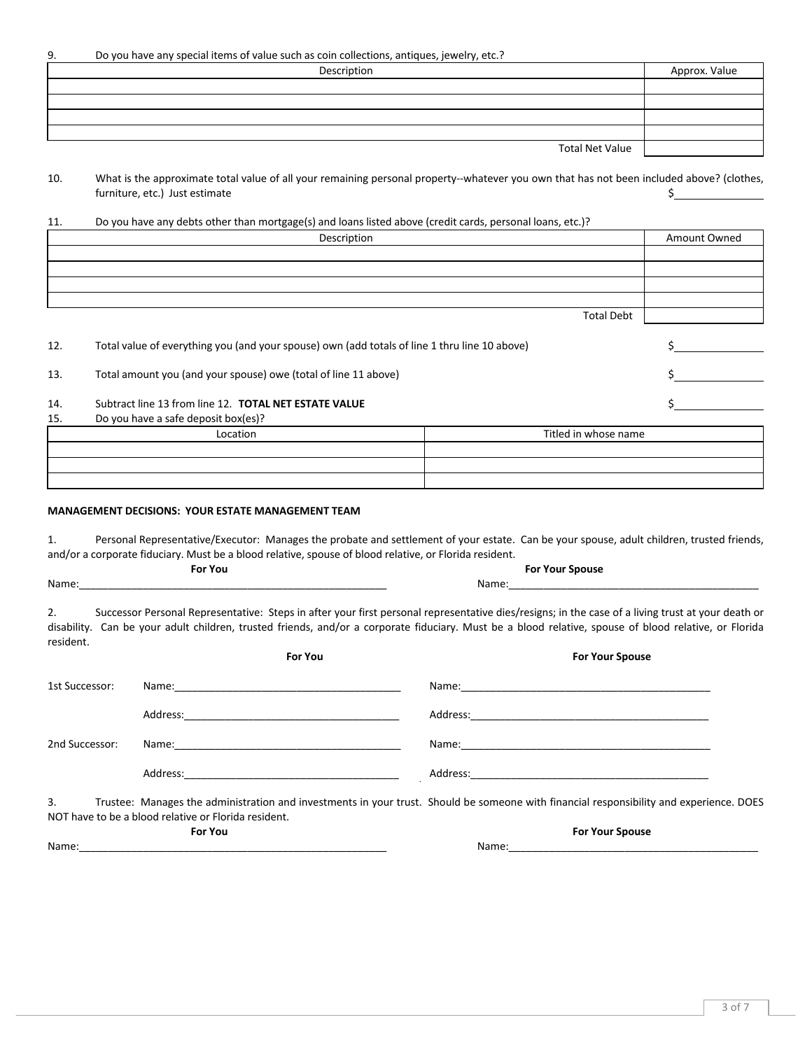9. Do you have any special items of value such as coin collections, antiques, jewelry, etc.?

| Description | Approx. Value |
|---|---|
| | |
| | |
| | |
| | |
| Total Net Value | |

10. What is the approximate total value of all your remaining personal property--whatever you own that has not been included above? (clothes, furniture, etc.) Just estimate $__________

11. Do you have any debts other than mortgage(s) and loans listed above (credit cards, personal loans, etc.)?

| Description | Amount Owned |
|---|---|
| | |
| | |
| | |
| | |
| Total Debt | |

12. Total value of everything you (and your spouse) own (add totals of line 1 thru line 10 above) $__________

13. Total amount you (and your spouse) owe (total of line 11 above) $__________

14. Subtract line 13 from line 12. **TOTAL NET ESTATE VALUE** $__________

15. Do you have a safe deposit box(es)?

| Location | Titled in whose name |
|---|---|
| | |
| | |
| | |

**MANAGEMENT DECISIONS: YOUR ESTATE MANAGEMENT TEAM**

1. Personal Representative/Executor: Manages the probate and settlement of your estate. Can be your spouse, adult children, trusted friends, and/or a corporate fiduciary. Must be a blood relative, spouse of blood relative, or Florida resident.

| **For You** | **For Your Spouse** |
|---|---|
| Name:______________________________ | Name:______________________________ |

2. Successor Personal Representative: Steps in after your first personal representative dies/resigns; in the case of a living trust at your death or disability. Can be your adult children, trusted friends, and/or a corporate fiduciary. Must be a blood relative, spouse of blood relative, or Florida resident.

| | **For You** | **For Your Spouse** |
|---|---|---|
| 1st Successor: | Name:______________________________ | Name:______________________________ |
| | Address:____________________________ | Address:____________________________ |
| 2nd Successor: | Name:______________________________ | Name:______________________________ |
| | Address:____________________________ | Address:____________________________ |

3. Trustee: Manages the administration and investments in your trust. Should be someone with financial responsibility and experience. DOES NOT have to be a blood relative or Florida resident.

| **For You** | **For Your Spouse** |
|---|---|
| Name:______________________________ | Name:______________________________ |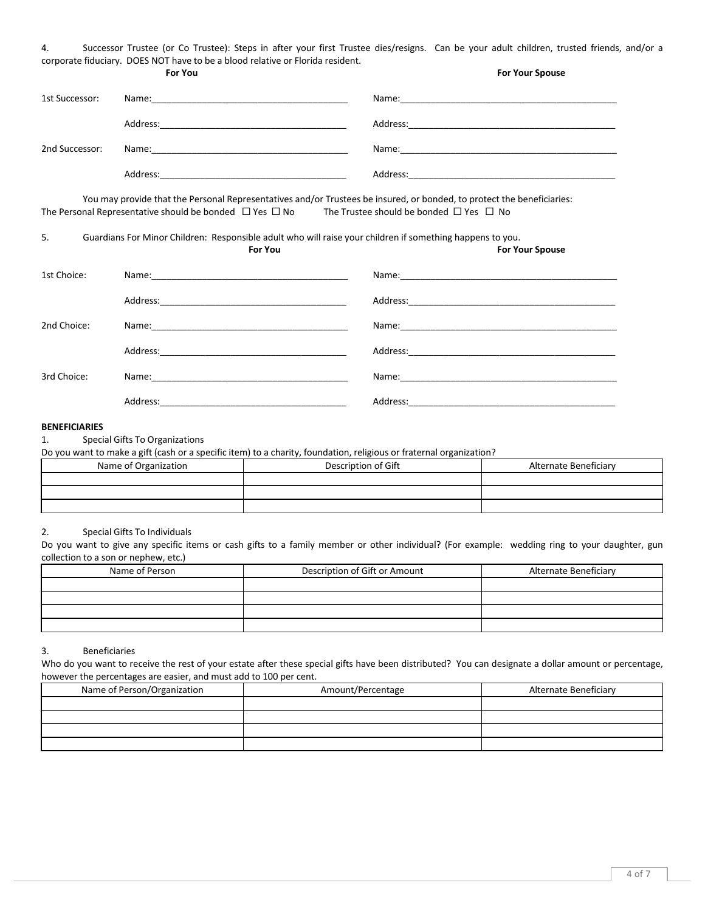4. Successor Trustee (or Co Trustee): Steps in after your first Trustee dies/resigns. Can be your adult children, trusted friends, and/or a corporate fiduciary. DOES NOT have to be a blood relative or Florida resident.

| | **For You** | **For Your Spouse** |
|---|---|---|
| 1st Successor: | Name:\_\_\_\_\_\_\_\_\_\_\_\_\_\_\_\_\_\_\_\_\_\_\_\_\_\_\_\_ | Name:\_\_\_\_\_\_\_\_\_\_\_\_\_\_\_\_\_\_\_\_\_\_\_\_\_\_\_\_ |
| | Address:\_\_\_\_\_\_\_\_\_\_\_\_\_\_\_\_\_\_\_\_\_\_\_\_\_\_ | Address:\_\_\_\_\_\_\_\_\_\_\_\_\_\_\_\_\_\_\_\_\_\_\_\_\_\_ |
| 2nd Successor: | Name:\_\_\_\_\_\_\_\_\_\_\_\_\_\_\_\_\_\_\_\_\_\_\_\_\_\_\_\_ | Name:\_\_\_\_\_\_\_\_\_\_\_\_\_\_\_\_\_\_\_\_\_\_\_\_\_\_\_\_ |
| | Address:\_\_\_\_\_\_\_\_\_\_\_\_\_\_\_\_\_\_\_\_\_\_\_\_\_\_ | Address:\_\_\_\_\_\_\_\_\_\_\_\_\_\_\_\_\_\_\_\_\_\_\_\_\_\_ |

You may provide that the Personal Representatives and/or Trustees be insured, or bonded, to protect the beneficiaries:
The Personal Representative should be bonded ☐ Yes ☐ No The Trustee should be bonded ☐ Yes ☐ No

5. Guardians For Minor Children: Responsible adult who will raise your children if something happens to you.

| | **For You** | **For Your Spouse** |
|---|---|---|
| 1st Choice: | Name:\_\_\_\_\_\_\_\_\_\_\_\_\_\_\_\_\_\_\_\_\_\_\_\_\_\_\_\_ | Name:\_\_\_\_\_\_\_\_\_\_\_\_\_\_\_\_\_\_\_\_\_\_\_\_\_\_\_\_ |
| | Address:\_\_\_\_\_\_\_\_\_\_\_\_\_\_\_\_\_\_\_\_\_\_\_\_\_\_ | Address:\_\_\_\_\_\_\_\_\_\_\_\_\_\_\_\_\_\_\_\_\_\_\_\_\_\_ |
| 2nd Choice: | Name:\_\_\_\_\_\_\_\_\_\_\_\_\_\_\_\_\_\_\_\_\_\_\_\_\_\_\_\_ | Name:\_\_\_\_\_\_\_\_\_\_\_\_\_\_\_\_\_\_\_\_\_\_\_\_\_\_\_\_ |
| | Address:\_\_\_\_\_\_\_\_\_\_\_\_\_\_\_\_\_\_\_\_\_\_\_\_\_\_ | Address:\_\_\_\_\_\_\_\_\_\_\_\_\_\_\_\_\_\_\_\_\_\_\_\_\_\_ |
| 3rd Choice: | Name:\_\_\_\_\_\_\_\_\_\_\_\_\_\_\_\_\_\_\_\_\_\_\_\_\_\_\_\_ | Name:\_\_\_\_\_\_\_\_\_\_\_\_\_\_\_\_\_\_\_\_\_\_\_\_\_\_\_\_ |
| | Address:\_\_\_\_\_\_\_\_\_\_\_\_\_\_\_\_\_\_\_\_\_\_\_\_\_\_ | Address:\_\_\_\_\_\_\_\_\_\_\_\_\_\_\_\_\_\_\_\_\_\_\_\_\_\_ |

**BENEFICIARIES**

1. Special Gifts To Organizations

Do you want to make a gift (cash or a specific item) to a charity, foundation, religious or fraternal organization?

| Name of Organization | Description of Gift | Alternate Beneficiary |
|---|---|---|
| | | |
| | | |
| | | |

2. Special Gifts To Individuals

Do you want to give any specific items or cash gifts to a family member or other individual? (For example: wedding ring to your daughter, gun collection to a son or nephew, etc.)

| Name of Person | Description of Gift or Amount | Alternate Beneficiary |
|---|---|---|
| | | |
| | | |
| | | |
| | | |

3. Beneficiaries

Who do you want to receive the rest of your estate after these special gifts have been distributed? You can designate a dollar amount or percentage, however the percentages are easier, and must add to 100 per cent.

| Name of Person/Organization | Amount/Percentage | Alternate Beneficiary |
|---|---|---|
| | | |
| | | |
| | | |
| | | |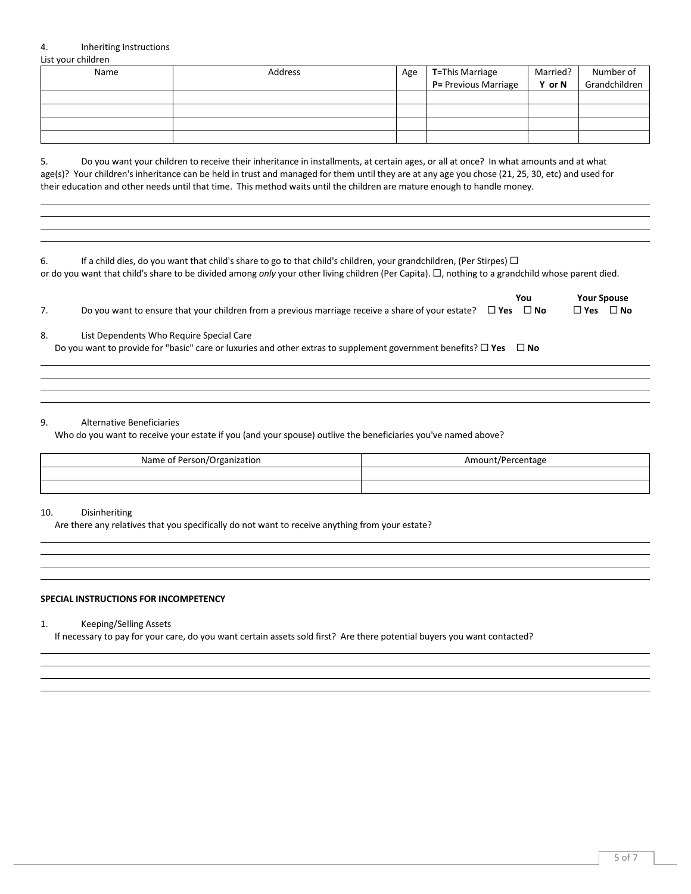4. Inheriting Instructions

List your children

| Name | Address | Age | **T=**This Marriage **P=** Previous Marriage | Married? **Y or N** | Number of Grandchildren |
|---|---|---|---|---|---|
| | | | | | |
| | | | | | |
| | | | | | |
| | | | | | |

5. Do you want your children to receive their inheritance in installments, at certain ages, or all at once? In what amounts and at what age(s)? Your children's inheritance can be held in trust and managed for them until they are at any age you chose (21, 25, 30, etc) and used for their education and other needs until that time. This method waits until the children are mature enough to handle money.

6. If a child dies, do you want that child's share to go to that child's children, your grandchildren, (Per Stirpes) ☐ or do you want that child's share to be divided among *only* your other living children (Per Capita). ☐, nothing to a grandchild whose parent died.

7. Do you want to ensure that your children from a previous marriage receive a share of your estate? **You** ☐ **Yes** ☐ **No** **Your Spouse** ☐ **Yes** ☐ **No**

8. List Dependents Who Require Special Care

Do you want to provide for "basic" care or luxuries and other extras to supplement government benefits? ☐ **Yes** ☐ **No**

9. Alternative Beneficiaries

Who do you want to receive your estate if you (and your spouse) outlive the beneficiaries you've named above?

| Name of Person/Organization | Amount/Percentage |
|---|---|
| | |
| | |

10. Disinheriting

Are there any relatives that you specifically do not want to receive anything from your estate?

**SPECIAL INSTRUCTIONS FOR INCOMPETENCY**

1. Keeping/Selling Assets

If necessary to pay for your care, do you want certain assets sold first? Are there potential buyers you want contacted?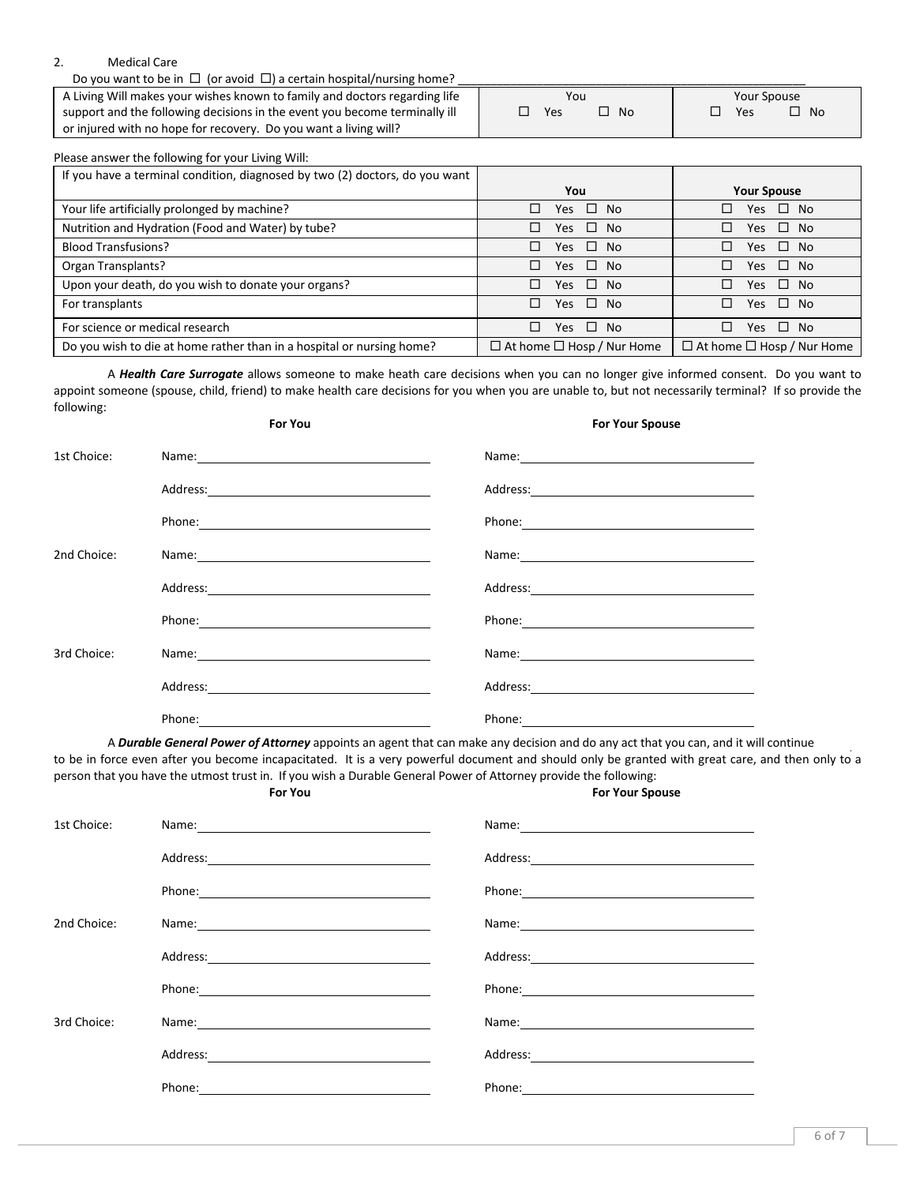2. Medical Care

Do you want to be in ☐ (or avoid ☐) a certain hospital/nursing home? \_\_\_\_\_\_\_\_\_\_\_\_\_\_\_\_\_\_\_\_\_\_\_\_\_\_\_\_\_\_\_\_\_\_\_\_\_\_\_\_\_\_\_\_\_\_\_\_\_\_\_\_

| A Living Will makes your wishes known to family and doctors regarding life support and the following decisions in the event you become terminally ill or injured with no hope for recovery. Do you want a living will? | You<br>☐ Yes ☐ No | Your Spouse<br>☐ Yes ☐ No |
|---|---|---|

Please answer the following for your Living Will:

| If you have a terminal condition, diagnosed by two (2) doctors, do you want | You | Your Spouse |
|---|---|---|
| Your life artificially prolonged by machine? | ☐ Yes ☐ No | ☐ Yes ☐ No |
| Nutrition and Hydration (Food and Water) by tube? | ☐ Yes ☐ No | ☐ Yes ☐ No |
| Blood Transfusions? | ☐ Yes ☐ No | ☐ Yes ☐ No |
| Organ Transplants? | ☐ Yes ☐ No | ☐ Yes ☐ No |
| Upon your death, do you wish to donate your organs? | ☐ Yes ☐ No | ☐ Yes ☐ No |
| For transplants | ☐ Yes ☐ No | ☐ Yes ☐ No |
| For science or medical research | ☐ Yes ☐ No | ☐ Yes ☐ No |
| Do you wish to die at home rather than in a hospital or nursing home? | ☐ At home ☐ Hosp / Nur Home | ☐ At home ☐ Hosp / Nur Home |

A ***Health Care Surrogate*** allows someone to make heath care decisions when you can no longer give informed consent. Do you want to appoint someone (spouse, child, friend) to make health care decisions for you when you are unable to, but not necessarily terminal? If so provide the following:

| | For You | For Your Spouse |
|---|---|---|
| 1st Choice: | Name: | Name: |
| | Address: | Address: |
| | Phone: | Phone: |
| 2nd Choice: | Name: | Name: |
| | Address: | Address: |
| | Phone: | Phone: |
| 3rd Choice: | Name: | Name: |
| | Address: | Address: |
| | Phone: | Phone: |

A ***Durable General Power of Attorney*** appoints an agent that can make any decision and do any act that you can, and it will continue to be in force even after you become incapacitated. It is a very powerful document and should only be granted with great care, and then only to a person that you have the utmost trust in. If you wish a Durable General Power of Attorney provide the following:

| | For You | For Your Spouse |
|---|---|---|
| 1st Choice: | Name: | Name: |
| | Address: | Address: |
| | Phone: | Phone: |
| 2nd Choice: | Name: | Name: |
| | Address: | Address: |
| | Phone: | Phone: |
| 3rd Choice: | Name: | Name: |
| | Address: | Address: |
| | Phone: | Phone: |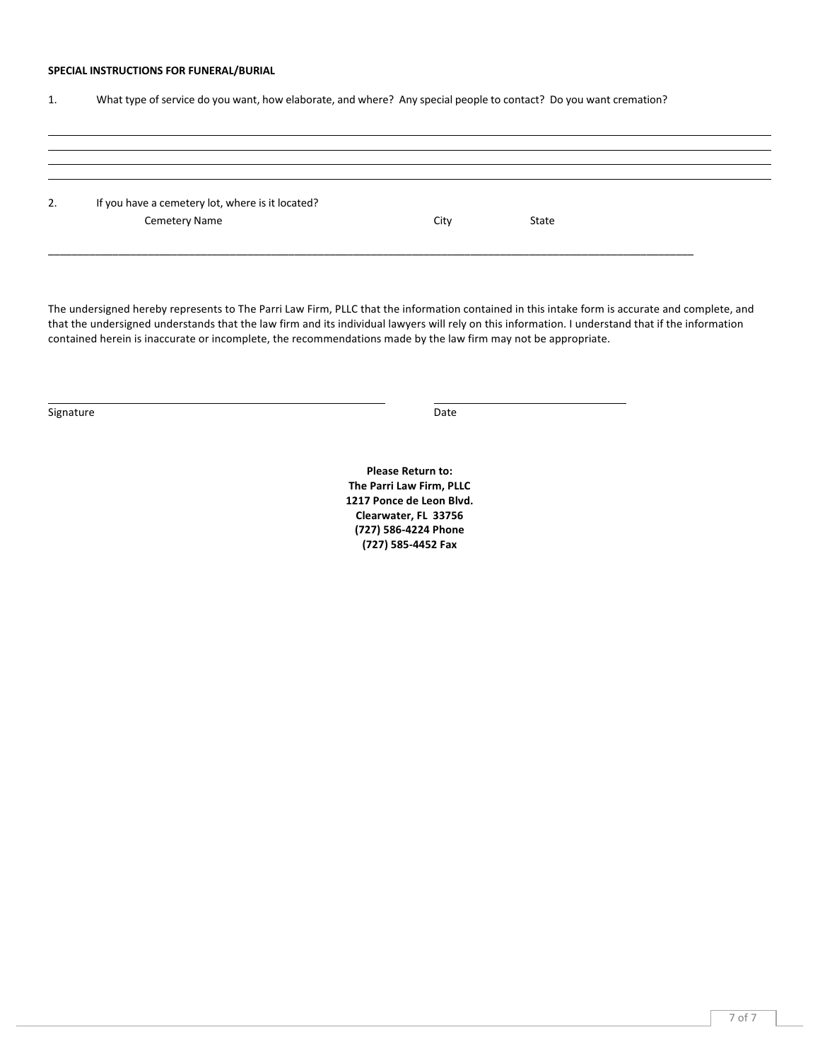**SPECIAL INSTRUCTIONS FOR FUNERAL/BURIAL**

1. What type of service do you want, how elaborate, and where? Any special people to contact? Do you want cremation?

______________________________________________________________________________________________

______________________________________________________________________________________________

______________________________________________________________________________________________

______________________________________________________________________________________________

2. If you have a cemetery lot, where is it located?

Cemetery Name                                        City                    State

______________________________________________________________________________________________

The undersigned hereby represents to The Parri Law Firm, PLLC that the information contained in this intake form is accurate and complete, and that the undersigned understands that the law firm and its individual lawyers will rely on this information. I understand that if the information contained herein is inaccurate or incomplete, the recommendations made by the law firm may not be appropriate.

______________________________________          ______________________________

Signature                                                                 Date

**Please Return to:**
**The Parri Law Firm, PLLC**
**1217 Ponce de Leon Blvd.**
**Clearwater, FL 33756**
**(727) 586-4224 Phone**
**(727) 585-4452 Fax**